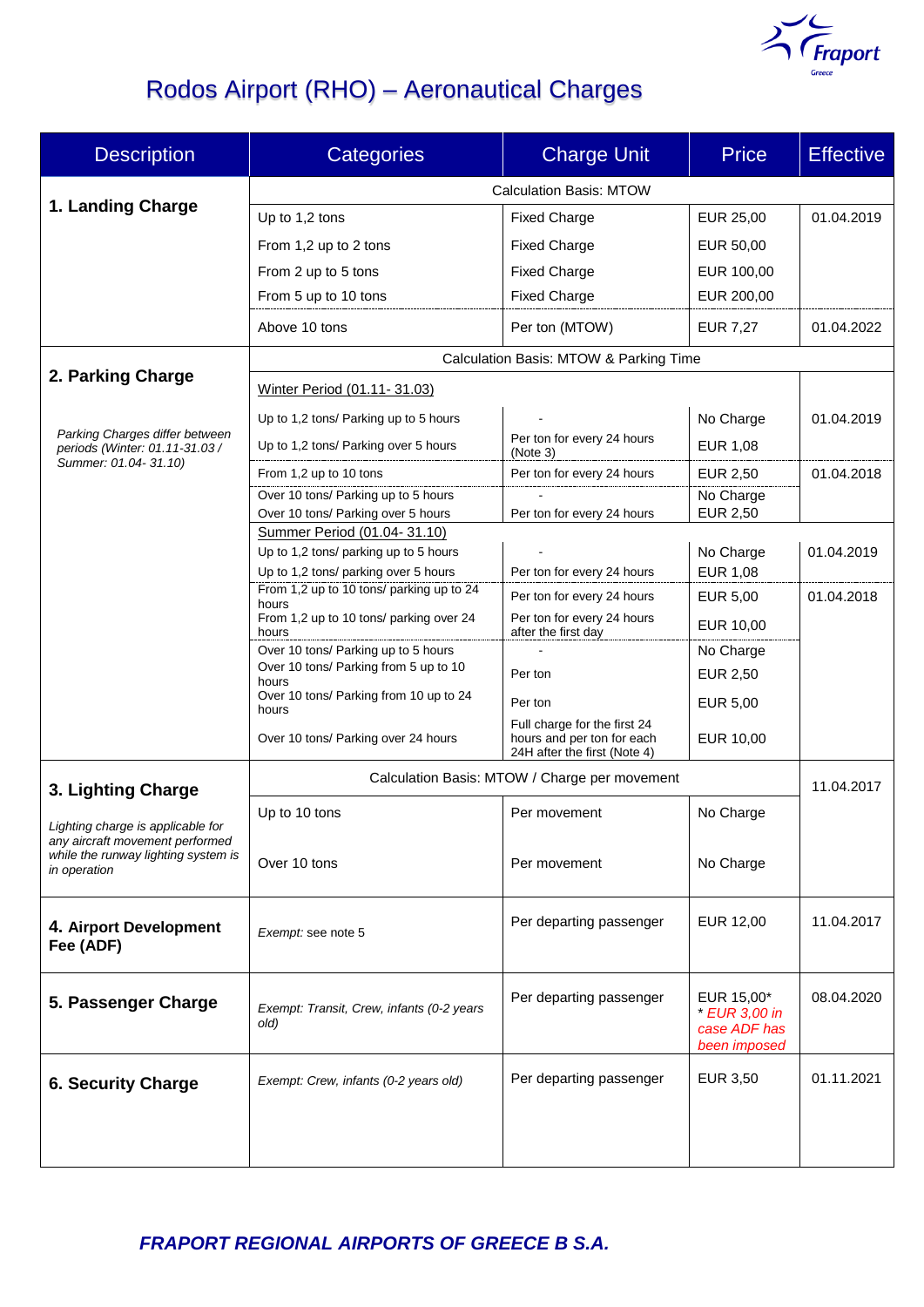# Rodos Airport (RHO) – Aeronautical Charges

| Description | Categories | Charge Unit | Price | Effective |
|---|---|---|---|---|
| **1. Landing Charge** | Calculation Basis: MTOW | | | |
| | Up to 1,2 tons | Fixed Charge | EUR 25,00 | 01.04.2019 |
| | From 1,2 up to 2 tons | Fixed Charge | EUR 50,00 | |
| | From 2 up to 5 tons | Fixed Charge | EUR 100,00 | |
| | From 5 up to 10 tons | Fixed Charge | EUR 200,00 | |
| | Above 10 tons | Per ton (MTOW) | EUR 7,27 | 01.04.2022 |
| **2. Parking Charge**<br>*Parking Charges differ between periods (Winter: 01.11-31.03 / Summer: 01.04- 31.10)* | Calculation Basis: MTOW & Parking Time | | | |
| | Winter Period (01.11- 31.03) | | | |
| | Up to 1,2 tons/ Parking up to 5 hours | - | No Charge | 01.04.2019 |
| | Up to 1,2 tons/ Parking over 5 hours | Per ton for every 24 hours (Note 3) | EUR 1,08 | |
| | From 1,2 up to 10 tons | Per ton for every 24 hours | EUR 2,50 | 01.04.2018 |
| | Over 10 tons/ Parking up to 5 hours | - | No Charge | |
| | Over 10 tons/ Parking over 5 hours | Per ton for every 24 hours | EUR 2,50 | |
| | Summer Period (01.04- 31.10) | | | |
| | Up to 1,2 tons/ parking up to 5 hours | - | No Charge | 01.04.2019 |
| | Up to 1,2 tons/ parking over 5 hours | Per ton for every 24 hours | EUR 1,08 | |
| | From 1,2 up to 10 tons/ parking up to 24 hours | Per ton for every 24 hours | EUR 5,00 | 01.04.2018 |
| | From 1,2 up to 10 tons/ parking over 24 hours | Per ton for every 24 hours after the first day | EUR 10,00 | |
| | Over 10 tons/ Parking up to 5 hours | - | No Charge | |
| | Over 10 tons/ Parking from 5 up to 10 hours | Per ton | EUR 2,50 | |
| | Over 10 tons/ Parking from 10 up to 24 hours | Per ton | EUR 5,00 | |
| | Over 10 tons/ Parking over 24 hours | Full charge for the first 24 hours and per ton for each 24H after the first (Note 4) | EUR 10,00 | |
| **3. Lighting Charge**<br>*Lighting charge is applicable for any aircraft movement performed while the runway lighting system is in operation* | Calculation Basis: MTOW / Charge per movement | | | 11.04.2017 |
| | Up to 10 tons | Per movement | No Charge | |
| | Over 10 tons | Per movement | No Charge | |
| **4. Airport Development Fee (ADF)** | *Exempt:* see note 5 | Per departing passenger | EUR 12,00 | 11.04.2017 |
| **5. Passenger Charge** | *Exempt: Transit, Crew, infants (0-2 years old)* | Per departing passenger | EUR 15,00*<br>*\* EUR 3,00 in case ADF has been imposed* | 08.04.2020 |
| **6. Security Charge** | *Exempt: Crew, infants (0-2 years old)* | Per departing passenger | EUR 3,50 | 01.11.2021 |

***FRAPORT REGIONAL AIRPORTS OF GREECE B S.A.***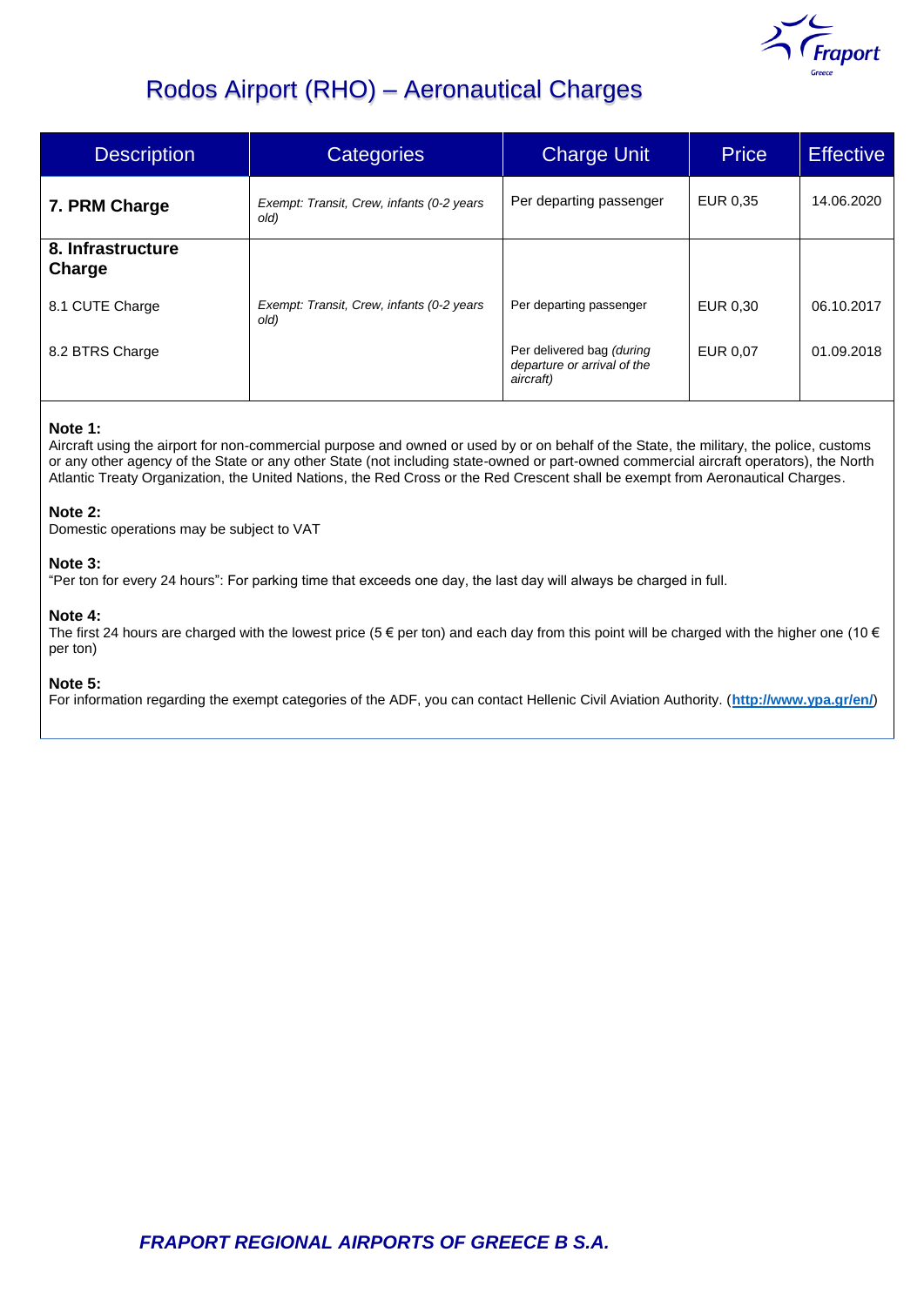# Rodos Airport (RHO) – Aeronautical Charges

| Description | Categories | Charge Unit | Price | Effective |
|---|---|---|---|---|
| **7. PRM Charge** | *Exempt: Transit, Crew, infants (0-2 years old)* | Per departing passenger | EUR 0,35 | 14.06.2020 |
| **8. Infrastructure Charge** | | | | |
| 8.1 CUTE Charge | *Exempt: Transit, Crew, infants (0-2 years old)* | Per departing passenger | EUR 0,30 | 06.10.2017 |
| 8.2 BTRS Charge | | Per delivered bag *(during departure or arrival of the aircraft)* | EUR 0,07 | 01.09.2018 |

**Note 1:**
Aircraft using the airport for non-commercial purpose and owned or used by or on behalf of the State, the military, the police, customs or any other agency of the State or any other State (not including state-owned or part-owned commercial aircraft operators), the North Atlantic Treaty Organization, the United Nations, the Red Cross or the Red Crescent shall be exempt from Aeronautical Charges.

**Note 2:**
Domestic operations may be subject to VAT

**Note 3:**
"Per ton for every 24 hours": For parking time that exceeds one day, the last day will always be charged in full.

**Note 4:**
The first 24 hours are charged with the lowest price (5 € per ton) and each day from this point will be charged with the higher one (10 € per ton)

**Note 5:**
For information regarding the exempt categories of the ADF, you can contact Hellenic Civil Aviation Authority. (**http://www.ypa.gr/en/**)

***FRAPORT REGIONAL AIRPORTS OF GREECE B S.A.***